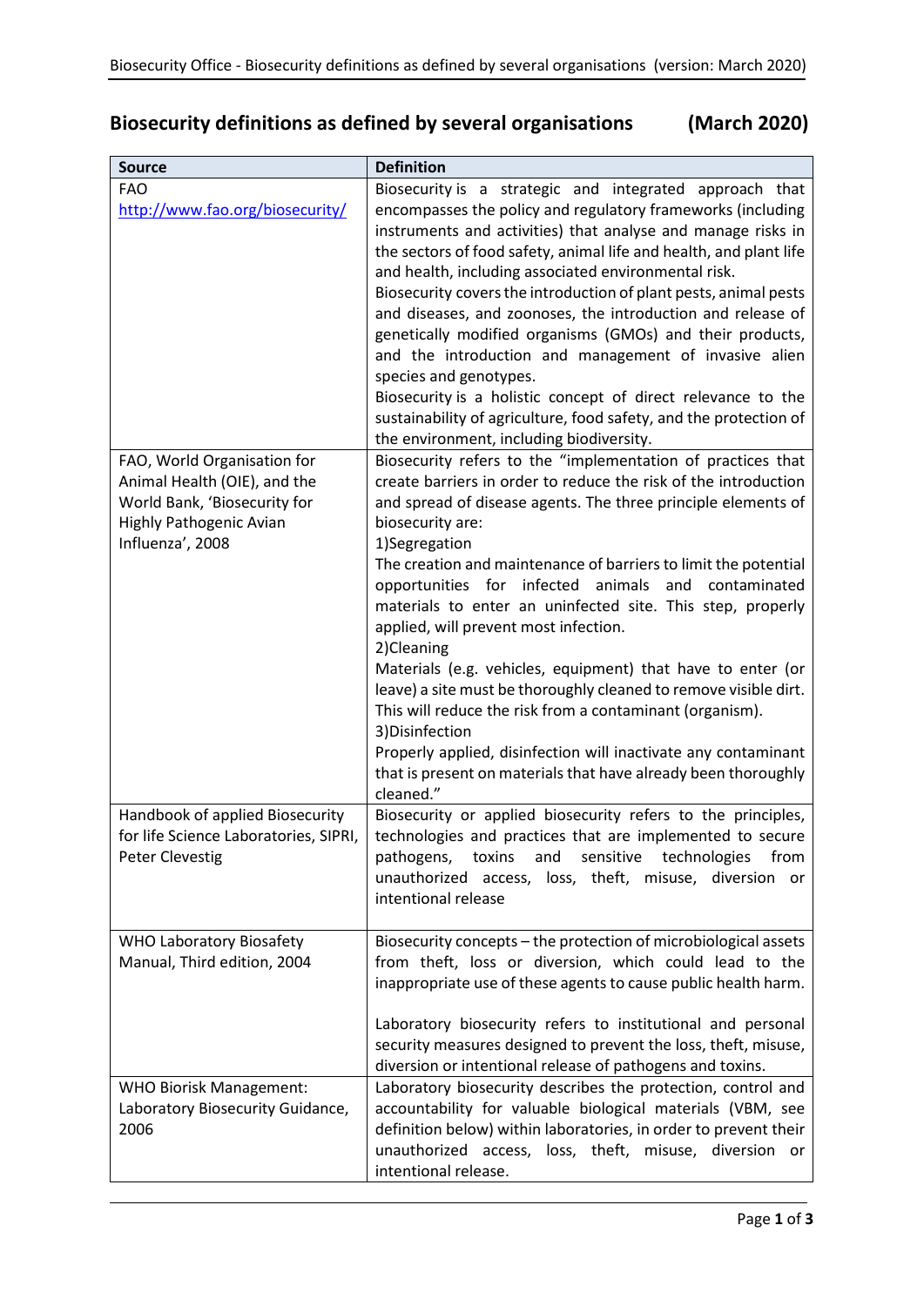# Biosecurity definitions as defined by several organisations (March 2020)

| Source | Definition |
|---|---|
| FAO http://www.fao.org/biosecurity/ | Biosecurity is a strategic and integrated approach that encompasses the policy and regulatory frameworks (including instruments and activities) that analyse and manage risks in the sectors of food safety, animal life and health, and plant life and health, including associated environmental risk.<br>Biosecurity covers the introduction of plant pests, animal pests and diseases, and zoonoses, the introduction and release of genetically modified organisms (GMOs) and their products, and the introduction and management of invasive alien species and genotypes.<br>Biosecurity is a holistic concept of direct relevance to the sustainability of agriculture, food safety, and the protection of the environment, including biodiversity. |
| FAO, World Organisation for Animal Health (OIE), and the World Bank, 'Biosecurity for Highly Pathogenic Avian Influenza', 2008 | Biosecurity refers to the "implementation of practices that create barriers in order to reduce the risk of the introduction and spread of disease agents. The three principle elements of biosecurity are:<br>1)Segregation<br>The creation and maintenance of barriers to limit the potential opportunities for infected animals and contaminated materials to enter an uninfected site. This step, properly applied, will prevent most infection.<br>2)Cleaning<br>Materials (e.g. vehicles, equipment) that have to enter (or leave) a site must be thoroughly cleaned to remove visible dirt. This will reduce the risk from a contaminant (organism).<br>3)Disinfection<br>Properly applied, disinfection will inactivate any contaminant that is present on materials that have already been thoroughly cleaned." |
| Handbook of applied Biosecurity for life Science Laboratories, SIPRI, Peter Clevestig | Biosecurity or applied biosecurity refers to the principles, technologies and practices that are implemented to secure pathogens, toxins and sensitive technologies from unauthorized access, loss, theft, misuse, diversion or intentional release |
| WHO Laboratory Biosafety Manual, Third edition, 2004 | Biosecurity concepts – the protection of microbiological assets from theft, loss or diversion, which could lead to the inappropriate use of these agents to cause public health harm.<br><br>Laboratory biosecurity refers to institutional and personal security measures designed to prevent the loss, theft, misuse, diversion or intentional release of pathogens and toxins. |
| WHO Biorisk Management: Laboratory Biosecurity Guidance, 2006 | Laboratory biosecurity describes the protection, control and accountability for valuable biological materials (VBM, see definition below) within laboratories, in order to prevent their unauthorized access, loss, theft, misuse, diversion or intentional release. |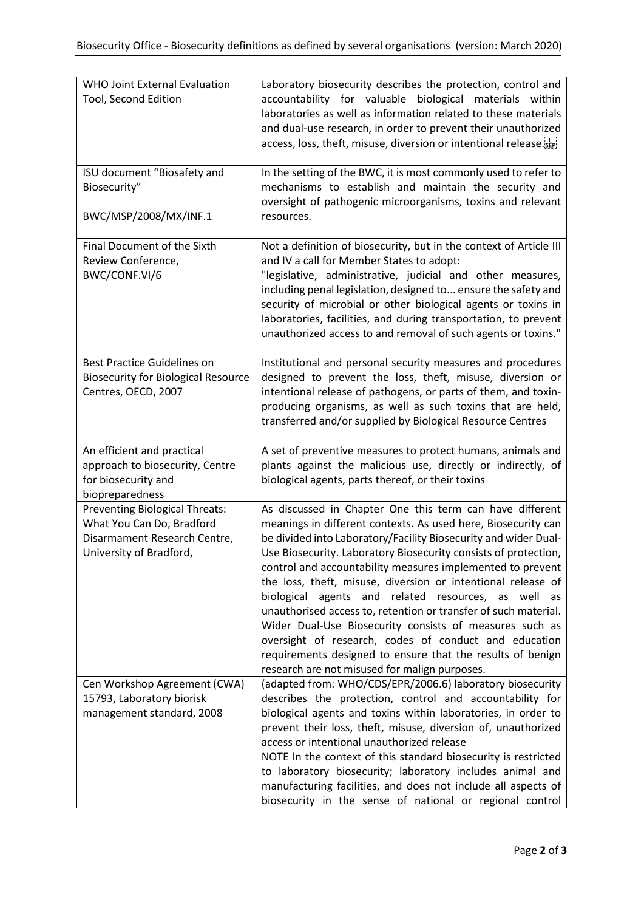| | |
|---|---|
| WHO Joint External Evaluation Tool, Second Edition | Laboratory biosecurity describes the protection, control and accountability for valuable biological materials within laboratories as well as information related to these materials and dual-use research, in order to prevent their unauthorized access, loss, theft, misuse, diversion or intentional release. |
| ISU document "Biosafety and Biosecurity"<br><br>BWC/MSP/2008/MX/INF.1 | In the setting of the BWC, it is most commonly used to refer to mechanisms to establish and maintain the security and oversight of pathogenic microorganisms, toxins and relevant resources. |
| Final Document of the Sixth Review Conference, BWC/CONF.VI/6 | Not a definition of biosecurity, but in the context of Article III and IV a call for Member States to adopt:<br>"legislative, administrative, judicial and other measures, including penal legislation, designed to... ensure the safety and security of microbial or other biological agents or toxins in laboratories, facilities, and during transportation, to prevent unauthorized access to and removal of such agents or toxins." |
| Best Practice Guidelines on Biosecurity for Biological Resource Centres, OECD, 2007 | Institutional and personal security measures and procedures designed to prevent the loss, theft, misuse, diversion or intentional release of pathogens, or parts of them, and toxin-producing organisms, as well as such toxins that are held, transferred and/or supplied by Biological Resource Centres |
| An efficient and practical approach to biosecurity, Centre for biosecurity and biopreparedness | A set of preventive measures to protect humans, animals and plants against the malicious use, directly or indirectly, of biological agents, parts thereof, or their toxins |
| Preventing Biological Threats: What You Can Do, Bradford Disarmament Research Centre, University of Bradford, | As discussed in Chapter One this term can have different meanings in different contexts. As used here, Biosecurity can be divided into Laboratory/Facility Biosecurity and wider Dual-Use Biosecurity. Laboratory Biosecurity consists of protection, control and accountability measures implemented to prevent the loss, theft, misuse, diversion or intentional release of biological agents and related resources, as well as unauthorised access to, retention or transfer of such material. Wider Dual-Use Biosecurity consists of measures such as oversight of research, codes of conduct and education requirements designed to ensure that the results of benign research are not misused for malign purposes. |
| Cen Workshop Agreement (CWA) 15793, Laboratory biorisk management standard, 2008 | (adapted from: WHO/CDS/EPR/2006.6) laboratory biosecurity describes the protection, control and accountability for biological agents and toxins within laboratories, in order to prevent their loss, theft, misuse, diversion of, unauthorized access or intentional unauthorized release<br>NOTE In the context of this standard biosecurity is restricted to laboratory biosecurity; laboratory includes animal and manufacturing facilities, and does not include all aspects of biosecurity in the sense of national or regional control |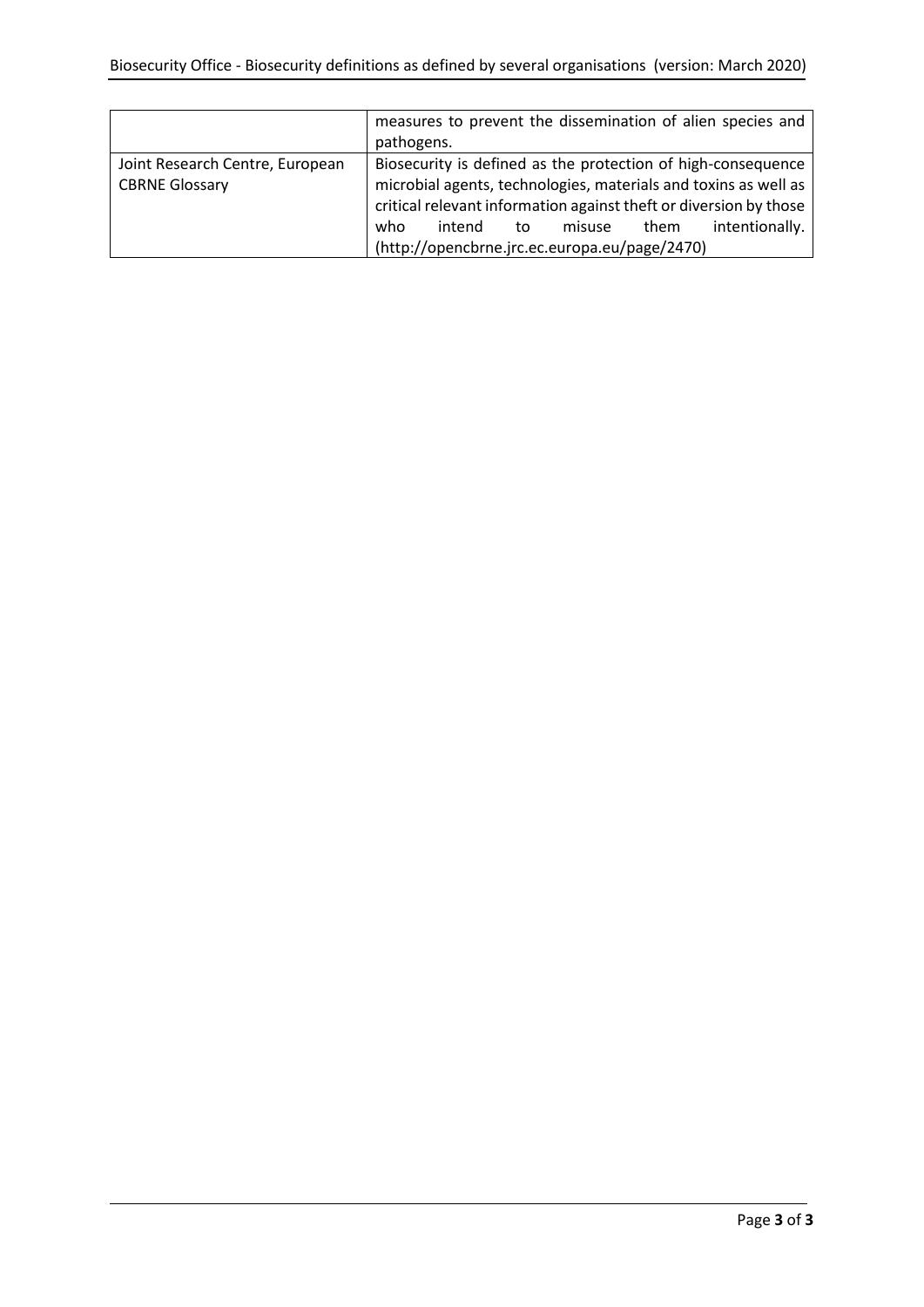| | |
|---|---|
| | measures to prevent the dissemination of alien species and pathogens. |
| Joint Research Centre, European CBRNE Glossary | Biosecurity is defined as the protection of high-consequence microbial agents, technologies, materials and toxins as well as critical relevant information against theft or diversion by those who intend to misuse them intentionally. (http://opencbrne.jrc.ec.europa.eu/page/2470) |